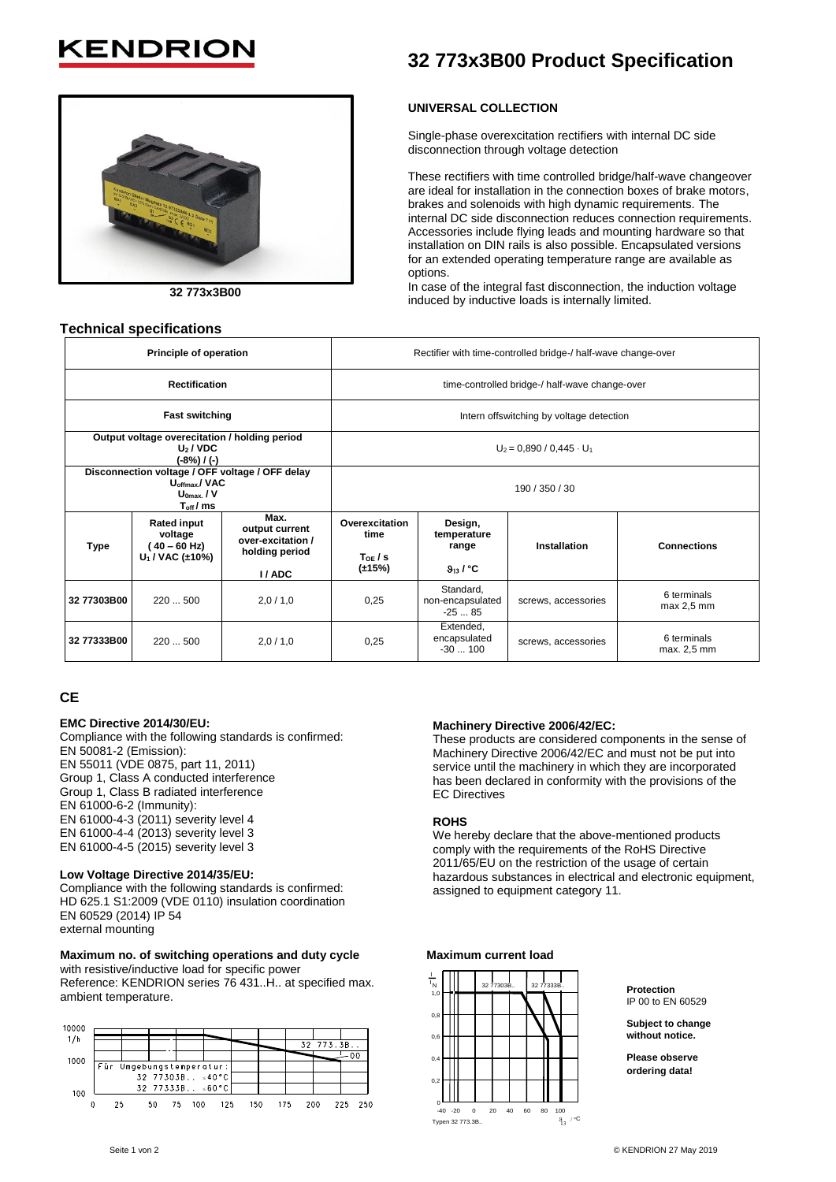// KENDRION

# 32 773x3B00 Product Specification

32 773x3B00

**UNIVERSAL COLLECTION**

Single-phase overexcitation rectifiers with internal DC side disconnection through voltage detection

These rectifiers with time controlled bridge/half-wave changeover are ideal for installation in the connection boxes of brake motors, brakes and solenoids with high dynamic requirements. The internal DC side disconnection reduces connection requirements. Accessories include flying leads and mounting hardware so that installation on DIN rails is also possible. Encapsulated versions for an extended operating temperature range are available as options.
In case of the integral fast disconnection, the induction voltage induced by inductive loads is internally limited.

## Technical specifications

| Principle of operation | | | Rectifier with time-controlled bridge-/ half-wave change-over | | | |
|---|---|---|---|---|---|---|
| **Rectification** | | | time-controlled bridge-/ half-wave change-over | | | |
| **Fast switching** | | | Intern offswitching by voltage detection | | | |
| **Output voltage overecitation / holding period** $U_2$ / VDC (-8%) / (-) | | | $U_2 = 0{,}890 / 0{,}445 \cdot U_1$ | | | |
| **Disconnection voltage / OFF voltage / OFF delay** $U_{offmax.}$/ VAC $U_{0max.}$ / V $T_{off}$ / ms | | | 190 / 350 / 30 | | | |
| **Type** | **Rated input voltage (40 – 60 Hz) $U_1$ / VAC (±10%)** | **Max. output current over-excitation / holding period I / ADC** | **Overexcitation time $T_{OE}$ / s (±15%)** | **Design, temperature range $\vartheta_{13}$ / °C** | **Installation** | **Connections** |
| **32 77303B00** | 220 ... 500 | 2,0 / 1,0 | 0,25 | Standard, non-encapsulated -25 ... 85 | screws, accessories | 6 terminals max 2,5 mm |
| **32 77333B00** | 220 ... 500 | 2,0 / 1,0 | 0,25 | Extended, encapsulated -30 ... 100 | screws, accessories | 6 terminals max. 2,5 mm |

## CE

**EMC Directive 2014/30/EU:**
Compliance with the following standards is confirmed:
EN 50081-2 (Emission):
EN 55011 (VDE 0875, part 11, 2011)
Group 1, Class A conducted interference
Group 1, Class B radiated interference
EN 61000-6-2 (Immunity):
EN 61000-4-3 (2011) severity level 4
EN 61000-4-4 (2013) severity level 3
EN 61000-4-5 (2015) severity level 3

**Low Voltage Directive 2014/35/EU:**
Compliance with the following standards is confirmed:
HD 625.1 S1:2009 (VDE 0110) insulation coordination
EN 60529 (2014) IP 54
external mounting

**Maximum no. of switching operations and duty cycle**
with resistive/inductive load for specific power
Reference: KENDRION series 76 431..H.. at specified max. ambient temperature.

**Machinery Directive 2006/42/EC:**
These products are considered components in the sense of Machinery Directive 2006/42/EC and must not be put into service until the machinery in which they are incorporated has been declared in conformity with the provisions of the EC Directives

**ROHS**
We hereby declare that the above-mentioned products comply with the requirements of the RoHS Directive 2011/65/EU on the restriction of the usage of certain hazardous substances in electrical and electronic equipment, assigned to equipment category 11.

**Maximum current load**

**Protection**
IP 00 to EN 60529

**Subject to change without notice.**

**Please observe ordering data!**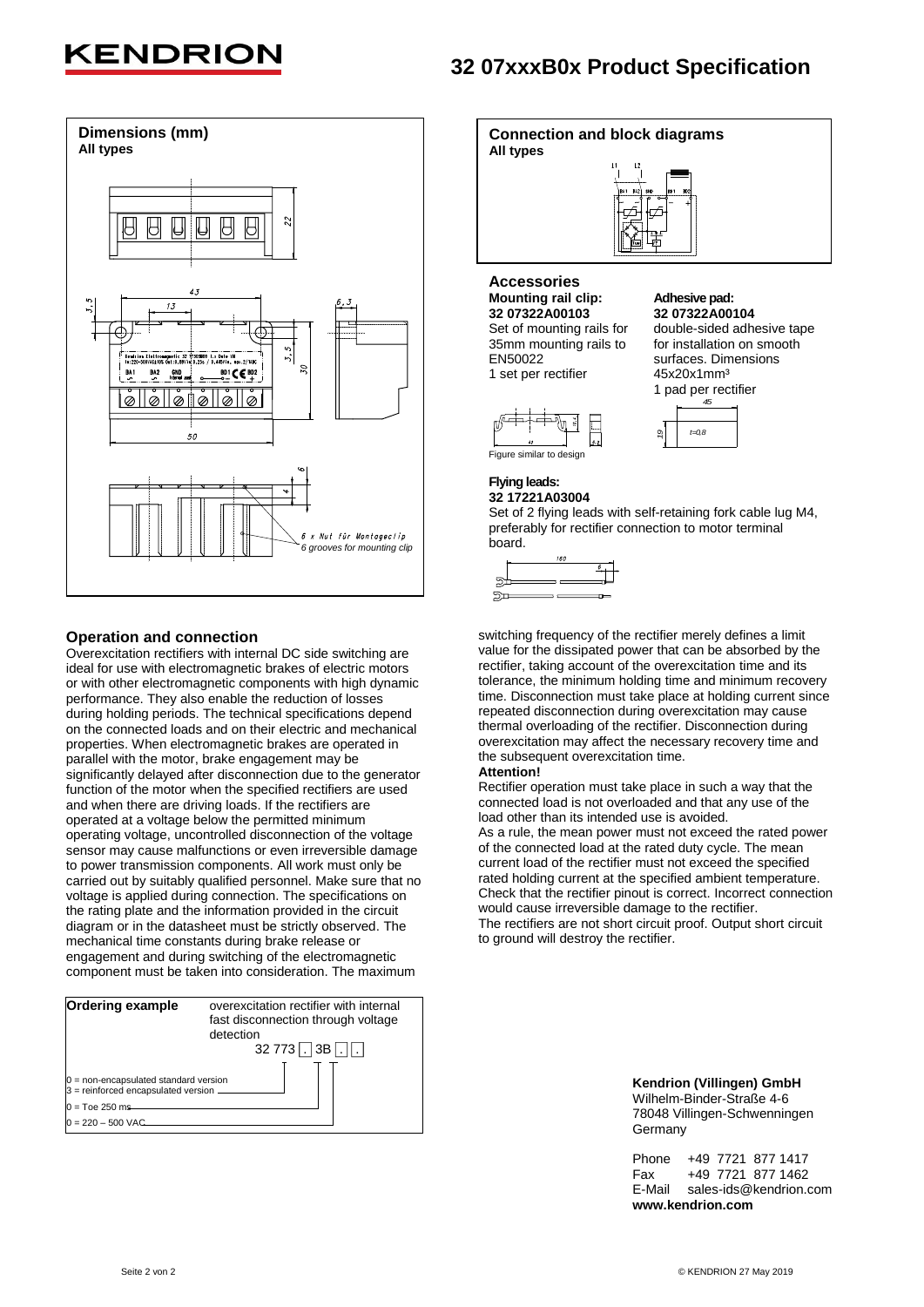## Dimensions (mm)

**All types**

43

13

3,5

6,3

3,5

30

22

50

6

4

6 x Nut für Montageclip

*6 grooves for mounting clip*

## Connection and block diagrams

**All types**

## Accessories

**Mounting rail clip:**
**32 07322A00103**
Set of mounting rails for 35mm mounting rails to EN50022
1 set per rectifier

Figure similar to design

**Adhesive pad:**
**32 07322A00104**
double-sided adhesive tape for installation on smooth surfaces. Dimensions 45x20x1mm³
1 pad per rectifier

45

t=0,8

**Flying leads:**
**32 17221A03004**
Set of 2 flying leads with self-retaining fork cable lug M4, preferably for rectifier connection to motor terminal board.

160

6

## Operation and connection

Overexcitation rectifiers with internal DC side switching are ideal for use with electromagnetic brakes of electric motors or with other electromagnetic components with high dynamic performance. They also enable the reduction of losses during holding periods. The technical specifications depend on the connected loads and on their electric and mechanical properties. When electromagnetic brakes are operated in parallel with the motor, brake engagement may be significantly delayed after disconnection due to the generator function of the motor when the specified rectifiers are used and when there are driving loads. If the rectifiers are operated at a voltage below the permitted minimum operating voltage, uncontrolled disconnection of the voltage sensor may cause malfunctions or even irreversible damage to power transmission components. All work must only be carried out by suitably qualified personnel. Make sure that no voltage is applied during connection. The specifications on the rating plate and the information provided in the circuit diagram or in the datasheet must be strictly observed. The mechanical time constants during brake release or engagement and during switching of the electromagnetic component must be taken into consideration. The maximum switching frequency of the rectifier merely defines a limit value for the dissipated power that can be absorbed by the rectifier, taking account of the overexcitation time and its tolerance, the minimum holding time and minimum recovery time. Disconnection must take place at holding current since repeated disconnection during overexcitation may cause thermal overloading of the rectifier. Disconnection during overexcitation may affect the necessary recovery time and the subsequent overexcitation time.

**Attention!**

Rectifier operation must take place in such a way that the connected load is not overloaded and that any use of the load other than its intended use is avoided.

As a rule, the mean power must not exceed the rated power of the connected load at the rated duty cycle. The mean current load of the rectifier must not exceed the specified rated holding current at the specified ambient temperature. Check that the rectifier pinout is correct. Incorrect connection would cause irreversible damage to the rectifier.

The rectifiers are not short circuit proof. Output short circuit to ground will destroy the rectifier.

**Ordering example** — overexcitation rectifier with internal fast disconnection through voltage detection

32 773 [.] 3B [.] [.]

0 = non-encapsulated standard version
3 = reinforced encapsulated version

0 = Toe 250 ms

0 = 220 – 500 VAC

**Kendrion (Villingen) GmbH**
Wilhelm-Binder-Straße 4-6
78048 Villingen-Schwenningen
Germany

Phone +49 7721 877 1417
Fax +49 7721 877 1462
E-Mail sales-ids@kendrion.com
**www.kendrion.com**

© KENDRION 27 May 2019